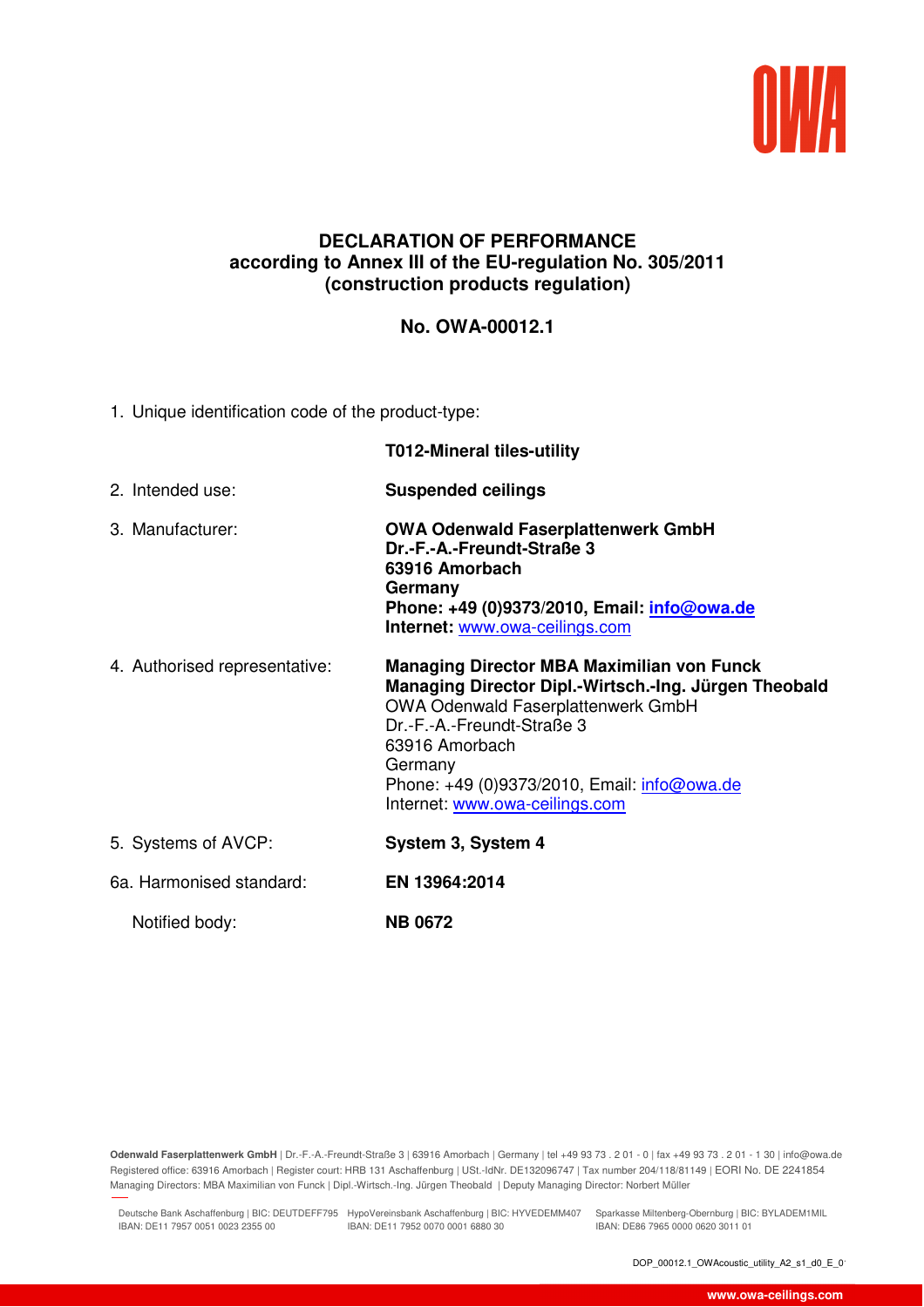# DECLARATION OF PERFORMANCE
## according to Annex III of the EU-regulation No. 305/2011 (construction products regulation)

## No. OWA-00012.1

1. Unique identification code of the product-type:

   **T012-Mineral tiles-utility**

2. Intended use: **Suspended ceilings**

3. Manufacturer:
   **OWA Odenwald Faserplattenwerk GmbH**
   **Dr.-F.-A.-Freundt-Straße 3**
   **63916 Amorbach**
   **Germany**
   **Phone: +49 (0)9373/2010, Email: info@owa.de**
   **Internet:** www.owa-ceilings.com

4. Authorised representative:
   **Managing Director MBA Maximilian von Funck**
   **Managing Director Dipl.-Wirtsch.-Ing. Jürgen Theobald**
   OWA Odenwald Faserplattenwerk GmbH
   Dr.-F.-A.-Freundt-Straße 3
   63916 Amorbach
   Germany
   Phone: +49 (0)9373/2010, Email: info@owa.de
   Internet: www.owa-ceilings.com

5. Systems of AVCP: **System 3, System 4**

6a. Harmonised standard: **EN 13964:2014**

   Notified body: **NB 0672**

**Odenwald Faserplattenwerk GmbH** | Dr.-F.-A.-Freundt-Straße 3 | 63916 Amorbach | Germany | tel +49 93 73 . 2 01 - 0 | fax +49 93 73 . 2 01 - 1 30 | info@owa.de
Registered office: 63916 Amorbach | Register court: HRB 131 Aschaffenburg | USt.-IdNr. DE132096747 | Tax number 204/118/81149 | EORI No. DE 2241854
Managing Directors: MBA Maximilian von Funck | Dipl.-Wirtsch.-Ing. Jürgen Theobald | Deputy Managing Director: Norbert Müller

Deutsche Bank Aschaffenburg | BIC: DEUTDEFF795 IBAN: DE11 7957 0051 0023 2355 00 | HypoVereinsbank Aschaffenburg | BIC: HYVEDEMM407 IBAN: DE11 7952 0070 0001 6880 30 | Sparkasse Miltenberg-Obernburg | BIC: BYLADEM1MIL IBAN: DE86 7965 0000 0620 3011 01

DOP_00012.1_OWAcoustic_utility_A2_s1_d0_E_0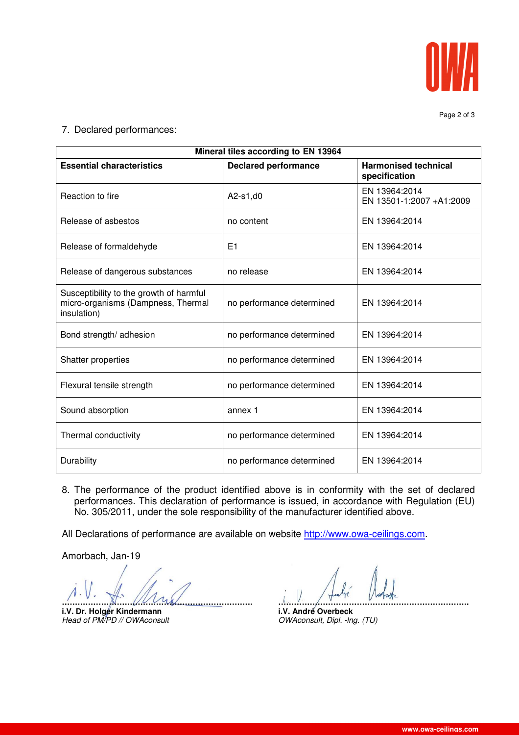7. Declared performances:

| Mineral tiles according to EN 13964 | | |
|---|---|---|
| **Essential characteristics** | **Declared performance** | **Harmonised technical specification** |
| Reaction to fire | A2-s1,d0 | EN 13964:2014<br>EN 13501-1:2007 +A1:2009 |
| Release of asbestos | no content | EN 13964:2014 |
| Release of formaldehyde | E1 | EN 13964:2014 |
| Release of dangerous substances | no release | EN 13964:2014 |
| Susceptibility to the growth of harmful micro-organisms (Dampness, Thermal insulation) | no performance determined | EN 13964:2014 |
| Bond strength/ adhesion | no performance determined | EN 13964:2014 |
| Shatter properties | no performance determined | EN 13964:2014 |
| Flexural tensile strength | no performance determined | EN 13964:2014 |
| Sound absorption | annex 1 | EN 13964:2014 |
| Thermal conductivity | no performance determined | EN 13964:2014 |
| Durability | no performance determined | EN 13964:2014 |

8. The performance of the product identified above is in conformity with the set of declared performances. This declaration of performance is issued, in accordance with Regulation (EU) No. 305/2011, under the sole responsibility of the manufacturer identified above.

All Declarations of performance are available on website http://www.owa-ceilings.com.

Amorbach, Jan-19

**i.V. Dr. Holger Kindermann**
*Head of PM/PD // OWAconsult*

**i.V. André Overbeck**
*OWAconsult, Dipl. -Ing. (TU)*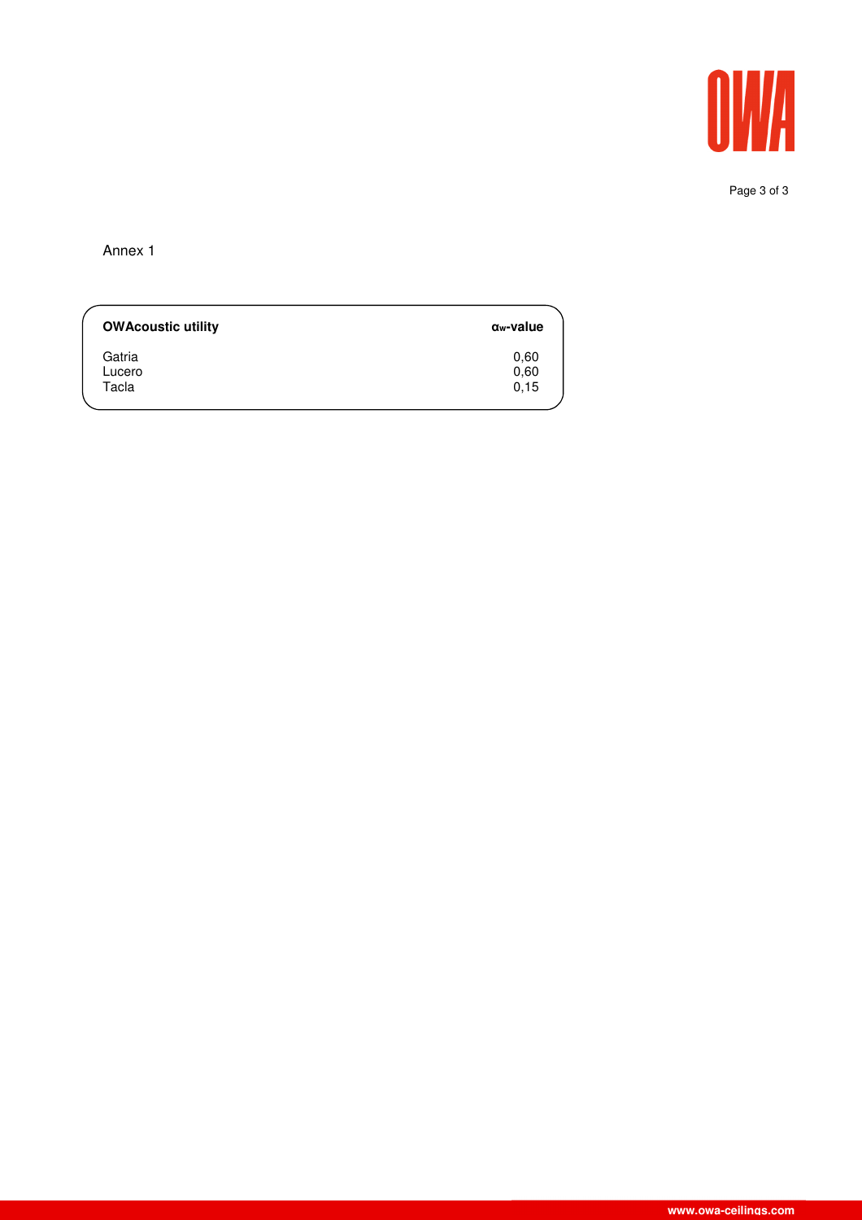Annex 1

| **OWAcoustic utility** | **$\alpha_w$-value** |
|---|---|
| Gatria | 0,60 |
| Lucero | 0,60 |
| Tacla | 0,15 |